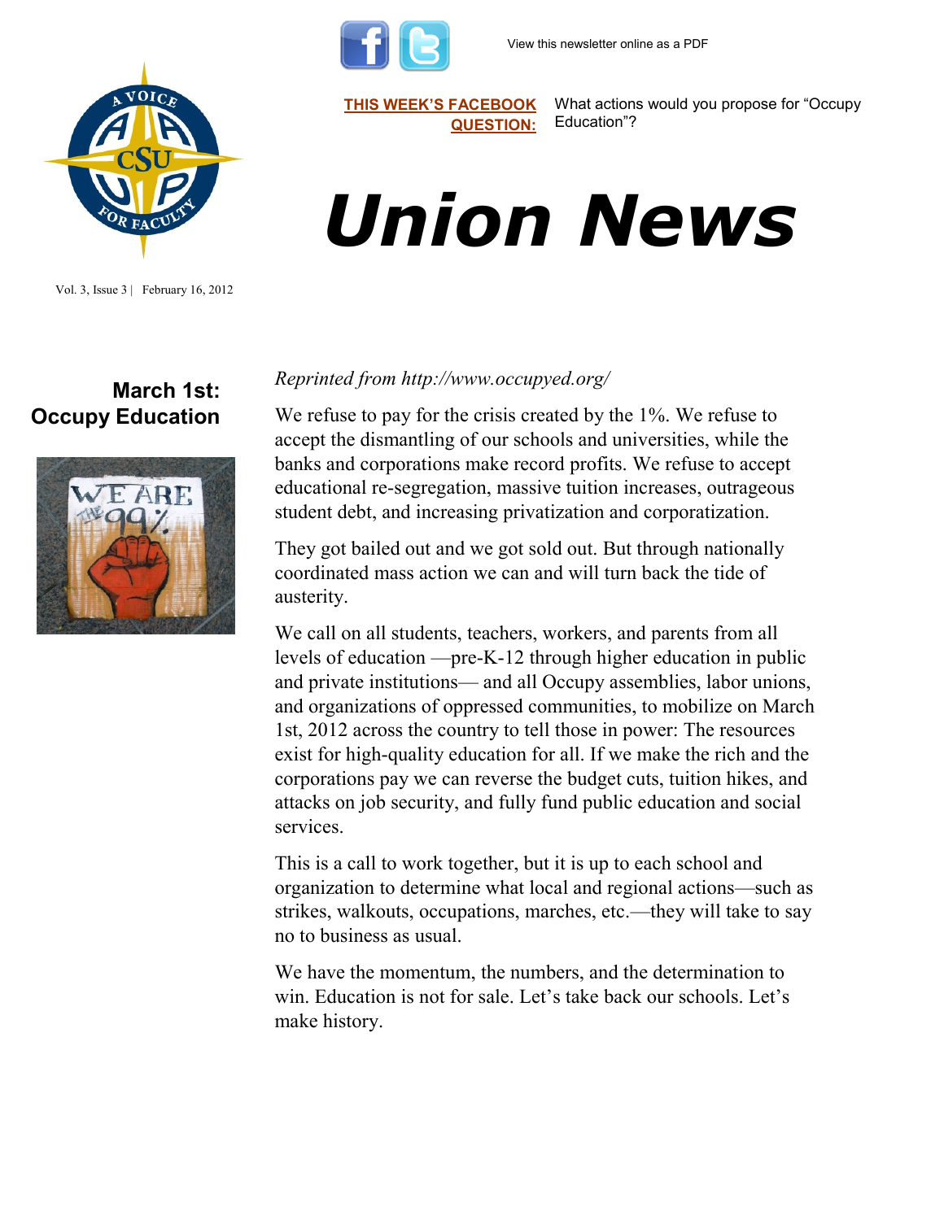View this newsletter online as a PDF

**THIS WEEK'S FACEBOOK QUESTION:** What actions would you propose for "Occupy Education"?

# *Union News*

Vol. 3, Issue 3 | February 16, 2012

## March 1st: Occupy Education

*Reprinted from http://www.occupyed.org/*

We refuse to pay for the crisis created by the 1%. We refuse to accept the dismantling of our schools and universities, while the banks and corporations make record profits. We refuse to accept educational re-segregation, massive tuition increases, outrageous student debt, and increasing privatization and corporatization.

They got bailed out and we got sold out. But through nationally coordinated mass action we can and will turn back the tide of austerity.

We call on all students, teachers, workers, and parents from all levels of education —pre-K-12 through higher education in public and private institutions— and all Occupy assemblies, labor unions, and organizations of oppressed communities, to mobilize on March 1st, 2012 across the country to tell those in power: The resources exist for high-quality education for all. If we make the rich and the corporations pay we can reverse the budget cuts, tuition hikes, and attacks on job security, and fully fund public education and social services.

This is a call to work together, but it is up to each school and organization to determine what local and regional actions—such as strikes, walkouts, occupations, marches, etc.—they will take to say no to business as usual.

We have the momentum, the numbers, and the determination to win. Education is not for sale. Let's take back our schools. Let's make history.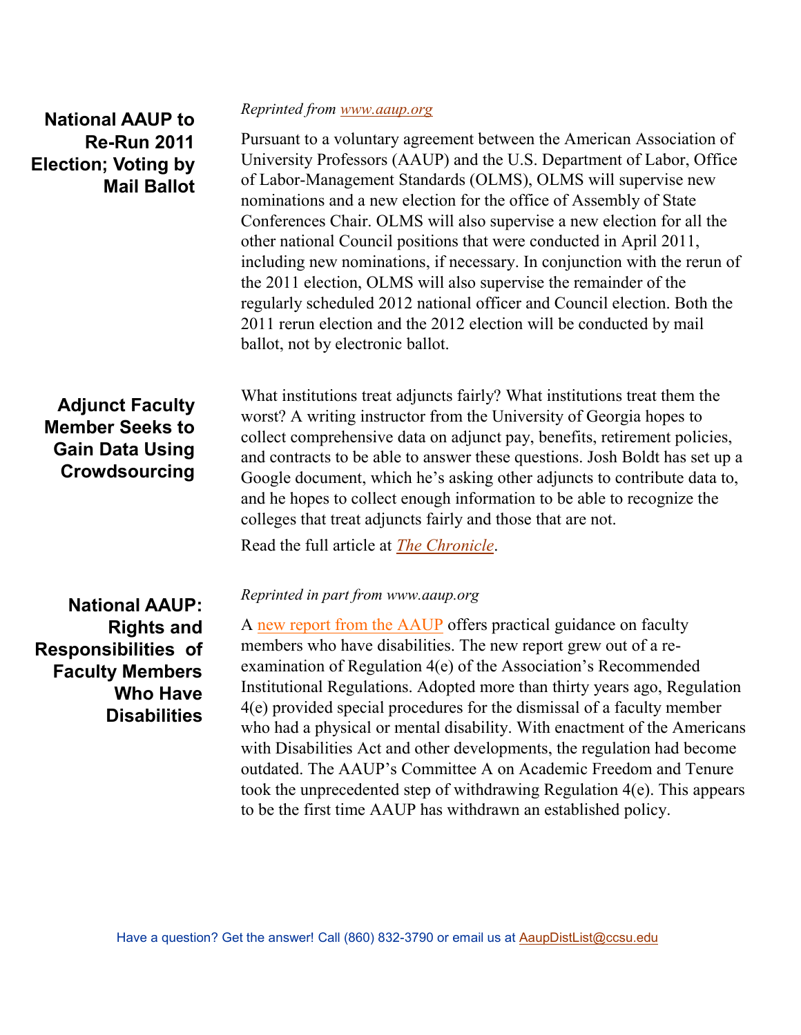## National AAUP to Re-Run 2011 Election; Voting by Mail Ballot

*Reprinted from www.aaup.org*

Pursuant to a voluntary agreement between the American Association of University Professors (AAUP) and the U.S. Department of Labor, Office of Labor-Management Standards (OLMS), OLMS will supervise new nominations and a new election for the office of Assembly of State Conferences Chair. OLMS will also supervise a new election for all the other national Council positions that were conducted in April 2011, including new nominations, if necessary. In conjunction with the rerun of the 2011 election, OLMS will also supervise the remainder of the regularly scheduled 2012 national officer and Council election. Both the 2011 rerun election and the 2012 election will be conducted by mail ballot, not by electronic ballot.

## Adjunct Faculty Member Seeks to Gain Data Using Crowdsourcing

What institutions treat adjuncts fairly? What institutions treat them the worst? A writing instructor from the University of Georgia hopes to collect comprehensive data on adjunct pay, benefits, retirement policies, and contracts to be able to answer these questions. Josh Boldt has set up a Google document, which he's asking other adjuncts to contribute data to, and he hopes to collect enough information to be able to recognize the colleges that treat adjuncts fairly and those that are not.

Read the full article at *The Chronicle*.

## National AAUP: Rights and Responsibilities of Faculty Members Who Have Disabilities

*Reprinted in part from www.aaup.org*

A new report from the AAUP offers practical guidance on faculty members who have disabilities. The new report grew out of a re-examination of Regulation 4(e) of the Association's Recommended Institutional Regulations. Adopted more than thirty years ago, Regulation 4(e) provided special procedures for the dismissal of a faculty member who had a physical or mental disability. With enactment of the Americans with Disabilities Act and other developments, the regulation had become outdated. The AAUP's Committee A on Academic Freedom and Tenure took the unprecedented step of withdrawing Regulation 4(e). This appears to be the first time AAUP has withdrawn an established policy.

Have a question? Get the answer! Call (860) 832-3790 or email us at AaupDistList@ccsu.edu